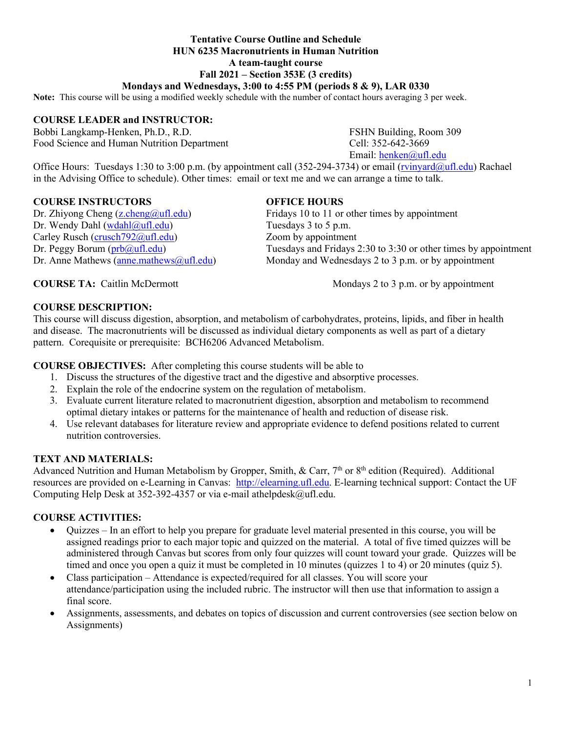**Tentative Course Outline and Schedule**
**HUN 6235 Macronutrients in Human Nutrition**
**A team-taught course**
**Fall 2021 – Section 353E (3 credits)**
**Mondays and Wednesdays, 3:00 to 4:55 PM (periods 8 & 9), LAR 0330**

**Note:** This course will be using a modified weekly schedule with the number of contact hours averaging 3 per week.

**COURSE LEADER and INSTRUCTOR:**

Bobbi Langkamp-Henken, Ph.D., R.D.
Food Science and Human Nutrition Department

FSHN Building, Room 309
Cell: 352-642-3669
Email: henken@ufl.edu

Office Hours: Tuesdays 1:30 to 3:00 p.m. (by appointment call (352-294-3734) or email (rvinyard@ufl.edu) Rachael in the Advising Office to schedule). Other times: email or text me and we can arrange a time to talk.

| **COURSE INSTRUCTORS** | **OFFICE HOURS** |
|---|---|
| Dr. Zhiyong Cheng (z.cheng@ufl.edu) | Fridays 10 to 11 or other times by appointment |
| Dr. Wendy Dahl (wdahl@ufl.edu) | Tuesdays 3 to 5 p.m. |
| Carley Rusch (crusch792@ufl.edu) | Zoom by appointment |
| Dr. Peggy Borum (prb@ufl.edu) | Tuesdays and Fridays 2:30 to 3:30 or other times by appointment |
| Dr. Anne Mathews (anne.mathews@ufl.edu) | Monday and Wednesdays 2 to 3 p.m. or by appointment |

**COURSE TA:** Caitlin McDermott — Mondays 2 to 3 p.m. or by appointment

**COURSE DESCRIPTION:**
This course will discuss digestion, absorption, and metabolism of carbohydrates, proteins, lipids, and fiber in health and disease. The macronutrients will be discussed as individual dietary components as well as part of a dietary pattern. Corequisite or prerequisite: BCH6206 Advanced Metabolism.

**COURSE OBJECTIVES:** After completing this course students will be able to

1. Discuss the structures of the digestive tract and the digestive and absorptive processes.
2. Explain the role of the endocrine system on the regulation of metabolism.
3. Evaluate current literature related to macronutrient digestion, absorption and metabolism to recommend optimal dietary intakes or patterns for the maintenance of health and reduction of disease risk.
4. Use relevant databases for literature review and appropriate evidence to defend positions related to current nutrition controversies.

**TEXT AND MATERIALS:**
Advanced Nutrition and Human Metabolism by Gropper, Smith, & Carr, 7th or 8th edition (Required). Additional resources are provided on e-Learning in Canvas: http://elearning.ufl.edu. E-learning technical support: Contact the UF Computing Help Desk at 352-392-4357 or via e-mail athelpdesk@ufl.edu.

**COURSE ACTIVITIES:**

- Quizzes – In an effort to help you prepare for graduate level material presented in this course, you will be assigned readings prior to each major topic and quizzed on the material. A total of five timed quizzes will be administered through Canvas but scores from only four quizzes will count toward your grade. Quizzes will be timed and once you open a quiz it must be completed in 10 minutes (quizzes 1 to 4) or 20 minutes (quiz 5).
- Class participation – Attendance is expected/required for all classes. You will score your attendance/participation using the included rubric. The instructor will then use that information to assign a final score.
- Assignments, assessments, and debates on topics of discussion and current controversies (see section below on Assignments)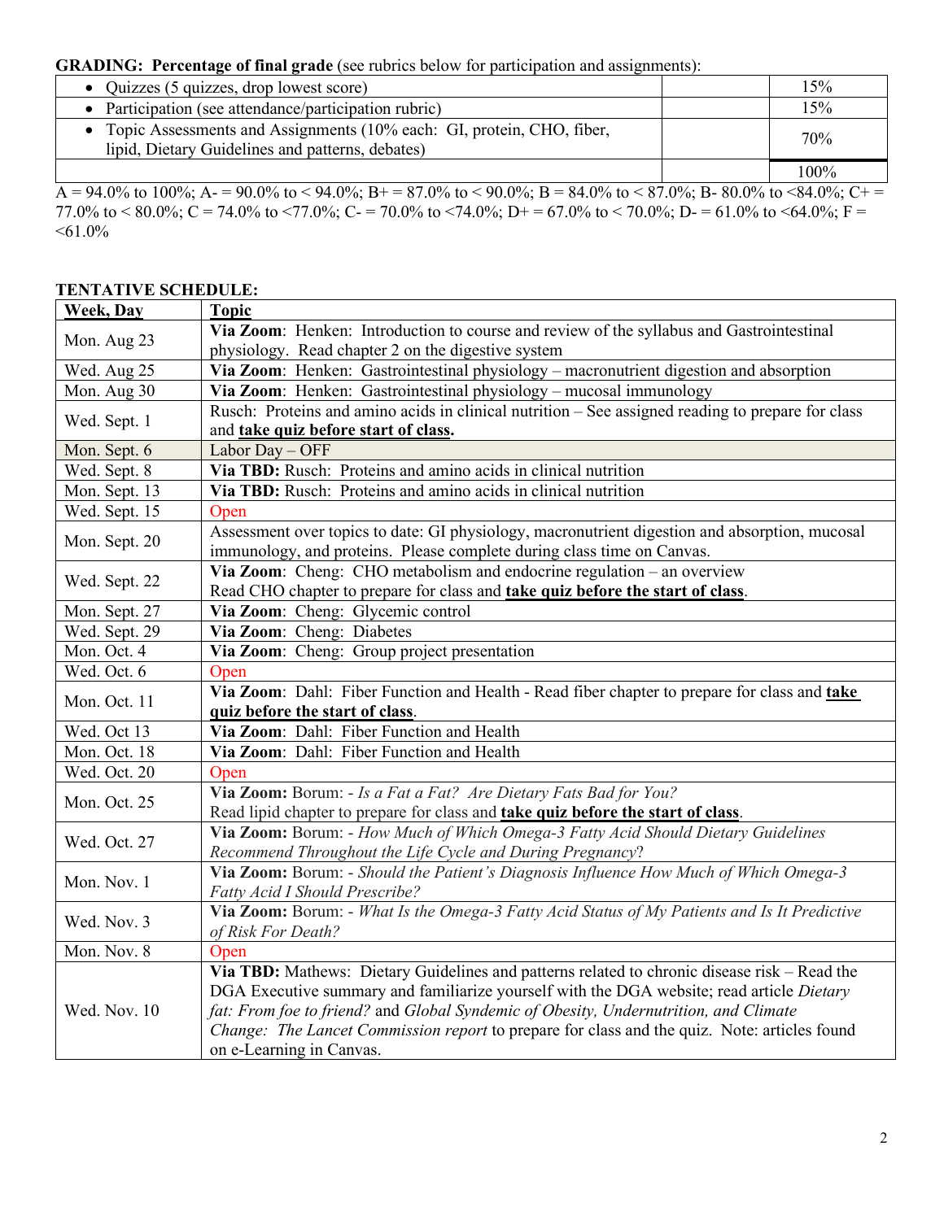**GRADING: Percentage of final grade** (see rubrics below for participation and assignments):

| | | |
|---|---|---|
| • Quizzes (5 quizzes, drop lowest score) | | 15% |
| • Participation (see attendance/participation rubric) | | 15% |
| • Topic Assessments and Assignments (10% each: GI, protein, CHO, fiber, lipid, Dietary Guidelines and patterns, debates) | | 70% |
| | | 100% |

A = 94.0% to 100%; A- = 90.0% to < 94.0%; B+ = 87.0% to < 90.0%; B = 84.0% to < 87.0%; B- 80.0% to <84.0%; C+ = 77.0% to < 80.0%; C = 74.0% to <77.0%; C- = 70.0% to <74.0%; D+ = 67.0% to < 70.0%; D- = 61.0% to <64.0%; F = <61.0%

**TENTATIVE SCHEDULE:**

| Week, Day | Topic |
|---|---|
| Mon. Aug 23 | **Via Zoom**: Henken: Introduction to course and review of the syllabus and Gastrointestinal physiology. Read chapter 2 on the digestive system |
| Wed. Aug 25 | **Via Zoom**: Henken: Gastrointestinal physiology – macronutrient digestion and absorption |
| Mon. Aug 30 | **Via Zoom**: Henken: Gastrointestinal physiology – mucosal immunology |
| Wed. Sept. 1 | Rusch: Proteins and amino acids in clinical nutrition – See assigned reading to prepare for class and **take quiz before start of class.** |
| Mon. Sept. 6 | Labor Day – OFF |
| Wed. Sept. 8 | **Via TBD:** Rusch: Proteins and amino acids in clinical nutrition |
| Mon. Sept. 13 | **Via TBD:** Rusch: Proteins and amino acids in clinical nutrition |
| Wed. Sept. 15 | Open |
| Mon. Sept. 20 | Assessment over topics to date: GI physiology, macronutrient digestion and absorption, mucosal immunology, and proteins. Please complete during class time on Canvas. |
| Wed. Sept. 22 | **Via Zoom**: Cheng: CHO metabolism and endocrine regulation – an overview<br>Read CHO chapter to prepare for class and **take quiz before the start of class**. |
| Mon. Sept. 27 | **Via Zoom**: Cheng: Glycemic control |
| Wed. Sept. 29 | **Via Zoom**: Cheng: Diabetes |
| Mon. Oct. 4 | **Via Zoom**: Cheng: Group project presentation |
| Wed. Oct. 6 | Open |
| Mon. Oct. 11 | **Via Zoom**: Dahl: Fiber Function and Health - Read fiber chapter to prepare for class and **take quiz before the start of class**. |
| Wed. Oct 13 | **Via Zoom**: Dahl: Fiber Function and Health |
| Mon. Oct. 18 | **Via Zoom**: Dahl: Fiber Function and Health |
| Wed. Oct. 20 | Open |
| Mon. Oct. 25 | **Via Zoom:** Borum: - *Is a Fat a Fat? Are Dietary Fats Bad for You?*<br>Read lipid chapter to prepare for class and **take quiz before the start of class**. |
| Wed. Oct. 27 | **Via Zoom:** Borum: - *How Much of Which Omega-3 Fatty Acid Should Dietary Guidelines Recommend Throughout the Life Cycle and During Pregnancy*? |
| Mon. Nov. 1 | **Via Zoom:** Borum: - *Should the Patient's Diagnosis Influence How Much of Which Omega-3 Fatty Acid I Should Prescribe?* |
| Wed. Nov. 3 | **Via Zoom:** Borum: - *What Is the Omega-3 Fatty Acid Status of My Patients and Is It Predictive of Risk For Death?* |
| Mon. Nov. 8 | Open |
| Wed. Nov. 10 | **Via TBD:** Mathews: Dietary Guidelines and patterns related to chronic disease risk – Read the DGA Executive summary and familiarize yourself with the DGA website; read article *Dietary fat: From foe to friend?* and *Global Syndemic of Obesity, Undernutrition, and Climate Change: The Lancet Commission report* to prepare for class and the quiz. Note: articles found on e-Learning in Canvas. |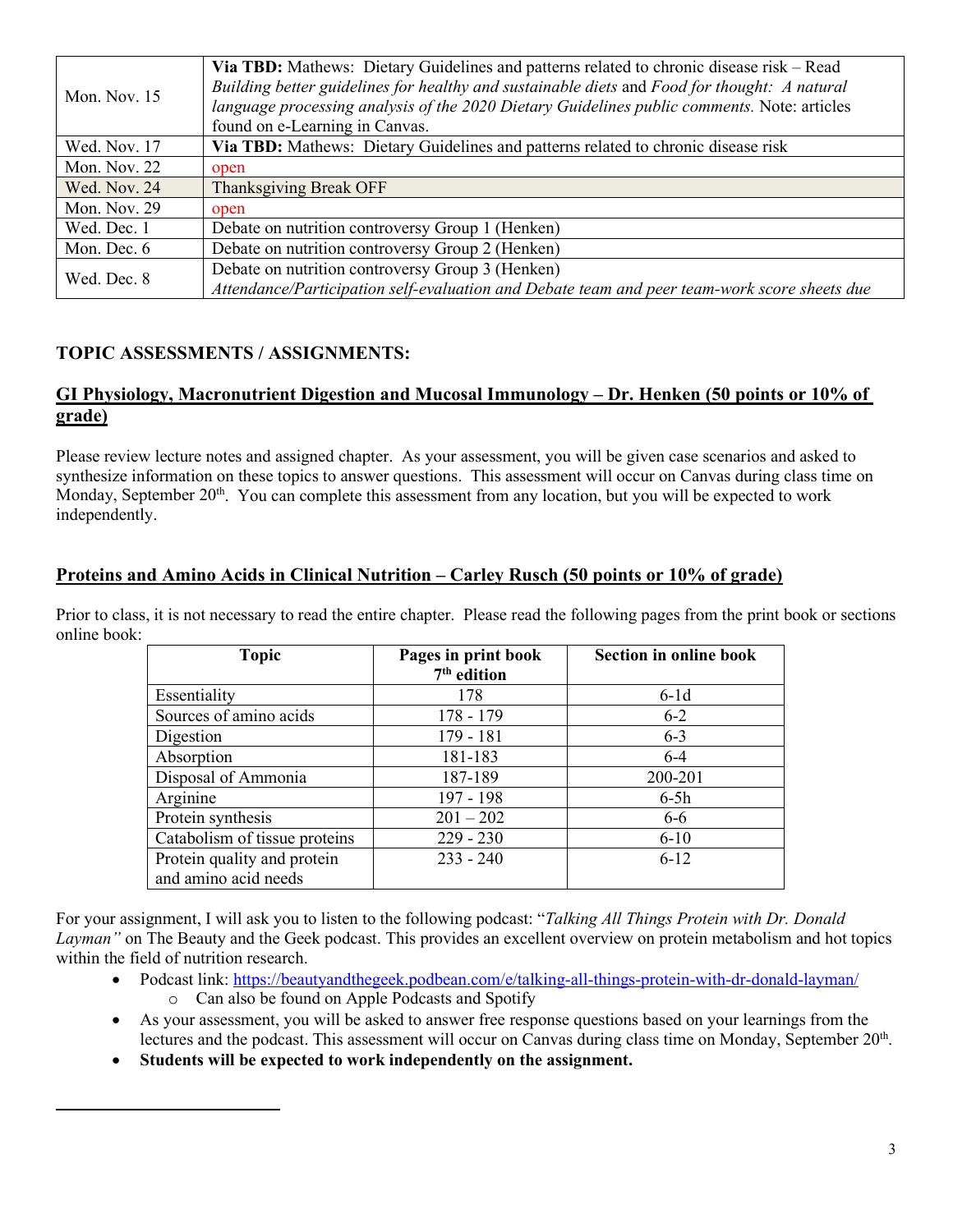| | |
|---|---|
| Mon. Nov. 15 | **Via TBD:** Mathews: Dietary Guidelines and patterns related to chronic disease risk – Read *Building better guidelines for healthy and sustainable diets* and *Food for thought: A natural language processing analysis of the 2020 Dietary Guidelines public comments.* Note: articles found on e-Learning in Canvas. |
| Wed. Nov. 17 | **Via TBD:** Mathews: Dietary Guidelines and patterns related to chronic disease risk |
| Mon. Nov. 22 | open |
| Wed. Nov. 24 | Thanksgiving Break OFF |
| Mon. Nov. 29 | open |
| Wed. Dec. 1 | Debate on nutrition controversy Group 1 (Henken) |
| Mon. Dec. 6 | Debate on nutrition controversy Group 2 (Henken) |
| Wed. Dec. 8 | Debate on nutrition controversy Group 3 (Henken)<br>*Attendance/Participation self-evaluation and Debate team and peer team-work score sheets due* |

## TOPIC ASSESSMENTS / ASSIGNMENTS:

### GI Physiology, Macronutrient Digestion and Mucosal Immunology – Dr. Henken (50 points or 10% of grade)

Please review lecture notes and assigned chapter. As your assessment, you will be given case scenarios and asked to synthesize information on these topics to answer questions. This assessment will occur on Canvas during class time on Monday, September 20th. You can complete this assessment from any location, but you will be expected to work independently.

### Proteins and Amino Acids in Clinical Nutrition – Carley Rusch (50 points or 10% of grade)

Prior to class, it is not necessary to read the entire chapter. Please read the following pages from the print book or sections online book:

| Topic | Pages in print book 7th edition | Section in online book |
|---|---|---|
| Essentiality | 178 | 6-1d |
| Sources of amino acids | 178 - 179 | 6-2 |
| Digestion | 179 - 181 | 6-3 |
| Absorption | 181-183 | 6-4 |
| Disposal of Ammonia | 187-189 | 200-201 |
| Arginine | 197 - 198 | 6-5h |
| Protein synthesis | 201 – 202 | 6-6 |
| Catabolism of tissue proteins | 229 - 230 | 6-10 |
| Protein quality and protein and amino acid needs | 233 - 240 | 6-12 |

For your assignment, I will ask you to listen to the following podcast: "*Talking All Things Protein with Dr. Donald Layman"* on The Beauty and the Geek podcast. This provides an excellent overview on protein metabolism and hot topics within the field of nutrition research.

- Podcast link: https://beautyandthegeek.podbean.com/e/talking-all-things-protein-with-dr-donald-layman/
  - Can also be found on Apple Podcasts and Spotify
- As your assessment, you will be asked to answer free response questions based on your learnings from the lectures and the podcast. This assessment will occur on Canvas during class time on Monday, September 20th.
- **Students will be expected to work independently on the assignment.**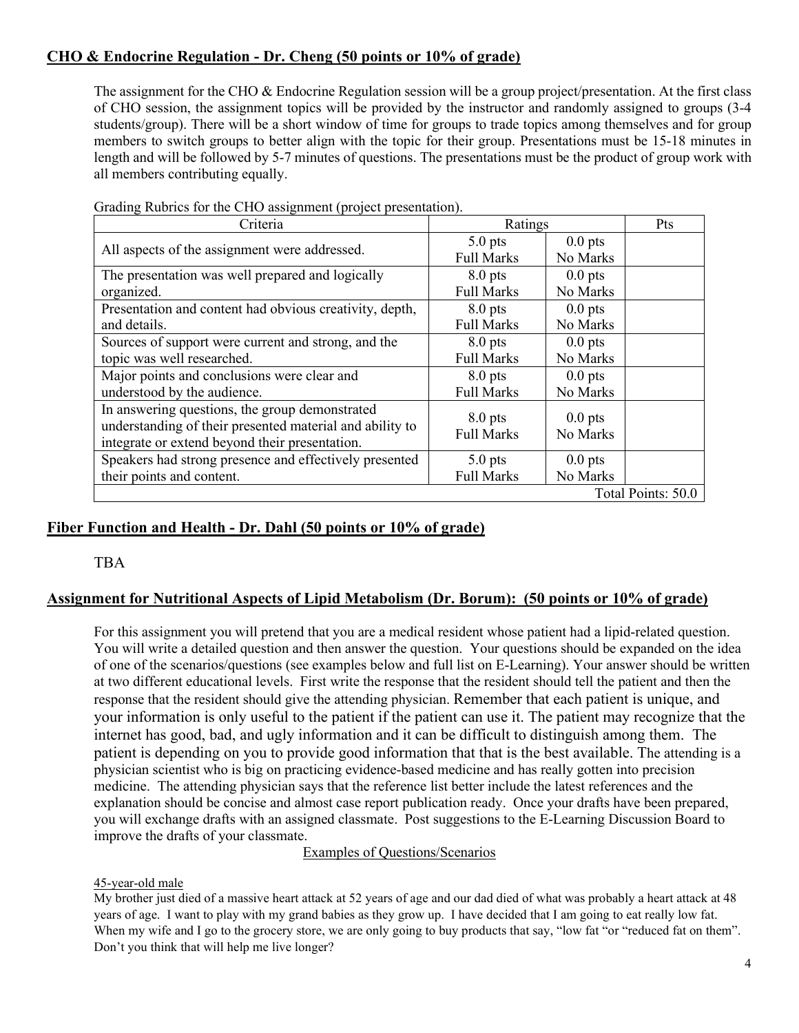## **CHO & Endocrine Regulation - Dr. Cheng (50 points or 10% of grade)**

The assignment for the CHO & Endocrine Regulation session will be a group project/presentation. At the first class of CHO session, the assignment topics will be provided by the instructor and randomly assigned to groups (3-4 students/group). There will be a short window of time for groups to trade topics among themselves and for group members to switch groups to better align with the topic for their group. Presentations must be 15-18 minutes in length and will be followed by 5-7 minutes of questions. The presentations must be the product of group work with all members contributing equally.

Grading Rubrics for the CHO assignment (project presentation).

| Criteria | Ratings | | Pts |
|---|---|---|---|
| All aspects of the assignment were addressed. | 5.0 pts Full Marks | 0.0 pts No Marks | |
| The presentation was well prepared and logically organized. | 8.0 pts Full Marks | 0.0 pts No Marks | |
| Presentation and content had obvious creativity, depth, and details. | 8.0 pts Full Marks | 0.0 pts No Marks | |
| Sources of support were current and strong, and the topic was well researched. | 8.0 pts Full Marks | 0.0 pts No Marks | |
| Major points and conclusions were clear and understood by the audience. | 8.0 pts Full Marks | 0.0 pts No Marks | |
| In answering questions, the group demonstrated understanding of their presented material and ability to integrate or extend beyond their presentation. | 8.0 pts Full Marks | 0.0 pts No Marks | |
| Speakers had strong presence and effectively presented their points and content. | 5.0 pts Full Marks | 0.0 pts No Marks | |
| | | | Total Points: 50.0 |

## **Fiber Function and Health - Dr. Dahl (50 points or 10% of grade)**

TBA

## **Assignment for Nutritional Aspects of Lipid Metabolism (Dr. Borum): (50 points or 10% of grade)**

For this assignment you will pretend that you are a medical resident whose patient had a lipid-related question. You will write a detailed question and then answer the question. Your questions should be expanded on the idea of one of the scenarios/questions (see examples below and full list on E-Learning). Your answer should be written at two different educational levels. First write the response that the resident should tell the patient and then the response that the resident should give the attending physician. Remember that each patient is unique, and your information is only useful to the patient if the patient can use it. The patient may recognize that the internet has good, bad, and ugly information and it can be difficult to distinguish among them. The patient is depending on you to provide good information that that is the best available. The attending is a physician scientist who is big on practicing evidence-based medicine and has really gotten into precision medicine. The attending physician says that the reference list better include the latest references and the explanation should be concise and almost case report publication ready. Once your drafts have been prepared, you will exchange drafts with an assigned classmate. Post suggestions to the E-Learning Discussion Board to improve the drafts of your classmate.

Examples of Questions/Scenarios

45-year-old male

My brother just died of a massive heart attack at 52 years of age and our dad died of what was probably a heart attack at 48 years of age. I want to play with my grand babies as they grow up. I have decided that I am going to eat really low fat. When my wife and I go to the grocery store, we are only going to buy products that say, "low fat "or "reduced fat on them". Don't you think that will help me live longer?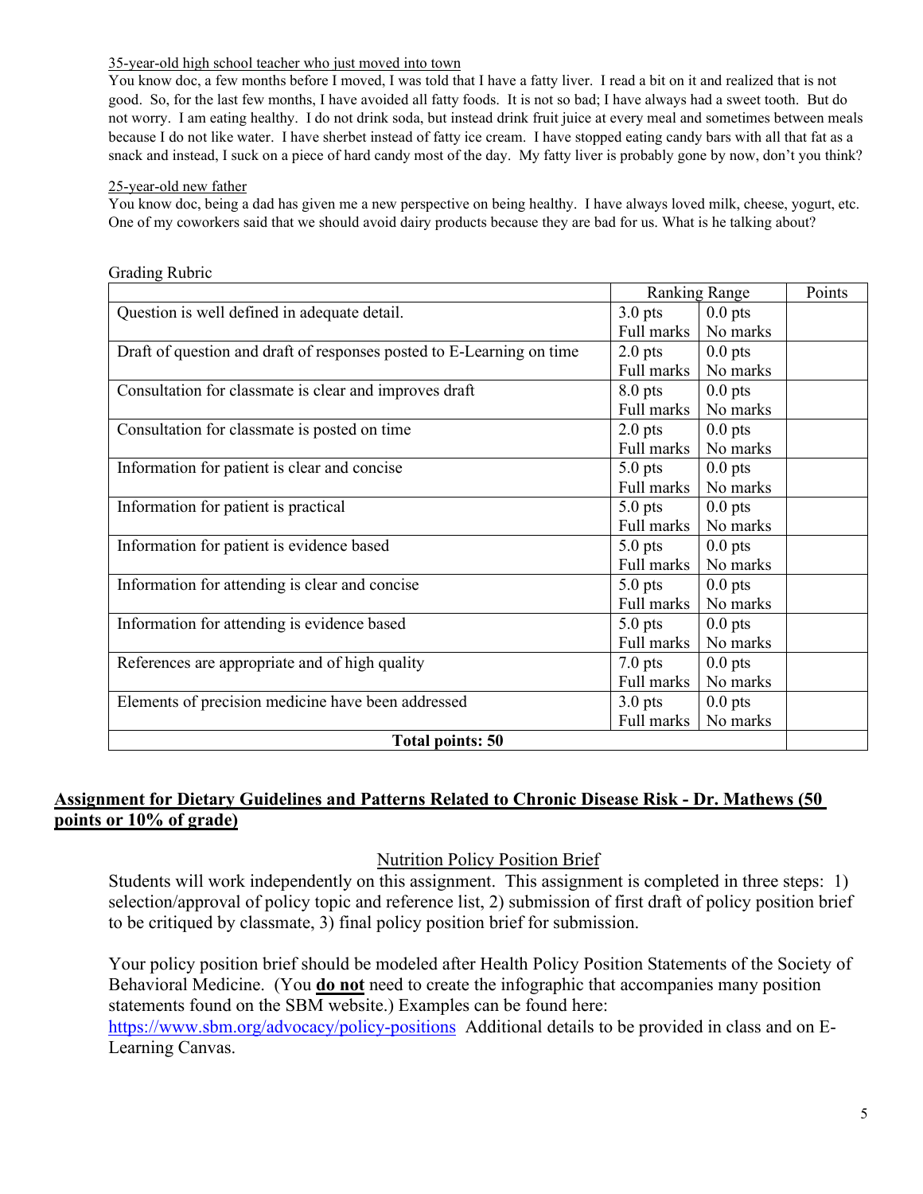35-year-old high school teacher who just moved into town

You know doc, a few months before I moved, I was told that I have a fatty liver. I read a bit on it and realized that is not good. So, for the last few months, I have avoided all fatty foods. It is not so bad; I have always had a sweet tooth. But do not worry. I am eating healthy. I do not drink soda, but instead drink fruit juice at every meal and sometimes between meals because I do not like water. I have sherbet instead of fatty ice cream. I have stopped eating candy bars with all that fat as a snack and instead, I suck on a piece of hard candy most of the day. My fatty liver is probably gone by now, don't you think?

25-year-old new father

You know doc, being a dad has given me a new perspective on being healthy. I have always loved milk, cheese, yogurt, etc. One of my coworkers said that we should avoid dairy products because they are bad for us. What is he talking about?

Grading Rubric

| | Ranking Range | | Points |
|---|---|---|---|
| Question is well defined in adequate detail. | 3.0 pts Full marks | 0.0 pts No marks | |
| Draft of question and draft of responses posted to E-Learning on time | 2.0 pts Full marks | 0.0 pts No marks | |
| Consultation for classmate is clear and improves draft | 8.0 pts Full marks | 0.0 pts No marks | |
| Consultation for classmate is posted on time | 2.0 pts Full marks | 0.0 pts No marks | |
| Information for patient is clear and concise | 5.0 pts Full marks | 0.0 pts No marks | |
| Information for patient is practical | 5.0 pts Full marks | 0.0 pts No marks | |
| Information for patient is evidence based | 5.0 pts Full marks | 0.0 pts No marks | |
| Information for attending is clear and concise | 5.0 pts Full marks | 0.0 pts No marks | |
| Information for attending is evidence based | 5.0 pts Full marks | 0.0 pts No marks | |
| References are appropriate and of high quality | 7.0 pts Full marks | 0.0 pts No marks | |
| Elements of precision medicine have been addressed | 3.0 pts Full marks | 0.0 pts No marks | |
| **Total points: 50** | | | |

## Assignment for Dietary Guidelines and Patterns Related to Chronic Disease Risk - Dr. Mathews (50 points or 10% of grade)

### Nutrition Policy Position Brief

Students will work independently on this assignment. This assignment is completed in three steps: 1) selection/approval of policy topic and reference list, 2) submission of first draft of policy position brief to be critiqued by classmate, 3) final policy position brief for submission.

Your policy position brief should be modeled after Health Policy Position Statements of the Society of Behavioral Medicine. (You **do not** need to create the infographic that accompanies many position statements found on the SBM website.) Examples can be found here: https://www.sbm.org/advocacy/policy-positions Additional details to be provided in class and on E-Learning Canvas.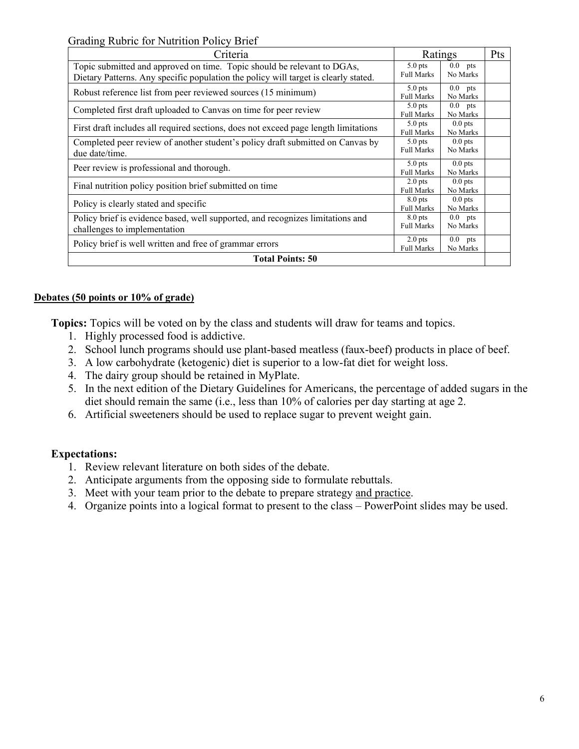Grading Rubric for Nutrition Policy Brief

| Criteria | Ratings | | Pts |
|---|---|---|---|
| Topic submitted and approved on time. Topic should be relevant to DGAs, Dietary Patterns. Any specific population the policy will target is clearly stated. | 5.0 pts Full Marks | 0.0 pts No Marks | |
| Robust reference list from peer reviewed sources (15 minimum) | 5.0 pts Full Marks | 0.0 pts No Marks | |
| Completed first draft uploaded to Canvas on time for peer review | 5.0 pts Full Marks | 0.0 pts No Marks | |
| First draft includes all required sections, does not exceed page length limitations | 5.0 pts Full Marks | 0.0 pts No Marks | |
| Completed peer review of another student's policy draft submitted on Canvas by due date/time. | 5.0 pts Full Marks | 0.0 pts No Marks | |
| Peer review is professional and thorough. | 5.0 pts Full Marks | 0.0 pts No Marks | |
| Final nutrition policy position brief submitted on time | 2.0 pts Full Marks | 0.0 pts No Marks | |
| Policy is clearly stated and specific | 8.0 pts Full Marks | 0.0 pts No Marks | |
| Policy brief is evidence based, well supported, and recognizes limitations and challenges to implementation | 8.0 pts Full Marks | 0.0 pts No Marks | |
| Policy brief is well written and free of grammar errors | 2.0 pts Full Marks | 0.0 pts No Marks | |
| **Total Points: 50** | | | |

**Debates (50 points or 10% of grade)**

**Topics:** Topics will be voted on by the class and students will draw for teams and topics.

1. Highly processed food is addictive.
2. School lunch programs should use plant-based meatless (faux-beef) products in place of beef.
3. A low carbohydrate (ketogenic) diet is superior to a low-fat diet for weight loss.
4. The dairy group should be retained in MyPlate.
5. In the next edition of the Dietary Guidelines for Americans, the percentage of added sugars in the diet should remain the same (i.e., less than 10% of calories per day starting at age 2.
6. Artificial sweeteners should be used to replace sugar to prevent weight gain.

**Expectations:**

1. Review relevant literature on both sides of the debate.
2. Anticipate arguments from the opposing side to formulate rebuttals.
3. Meet with your team prior to the debate to prepare strategy and practice.
4. Organize points into a logical format to present to the class – PowerPoint slides may be used.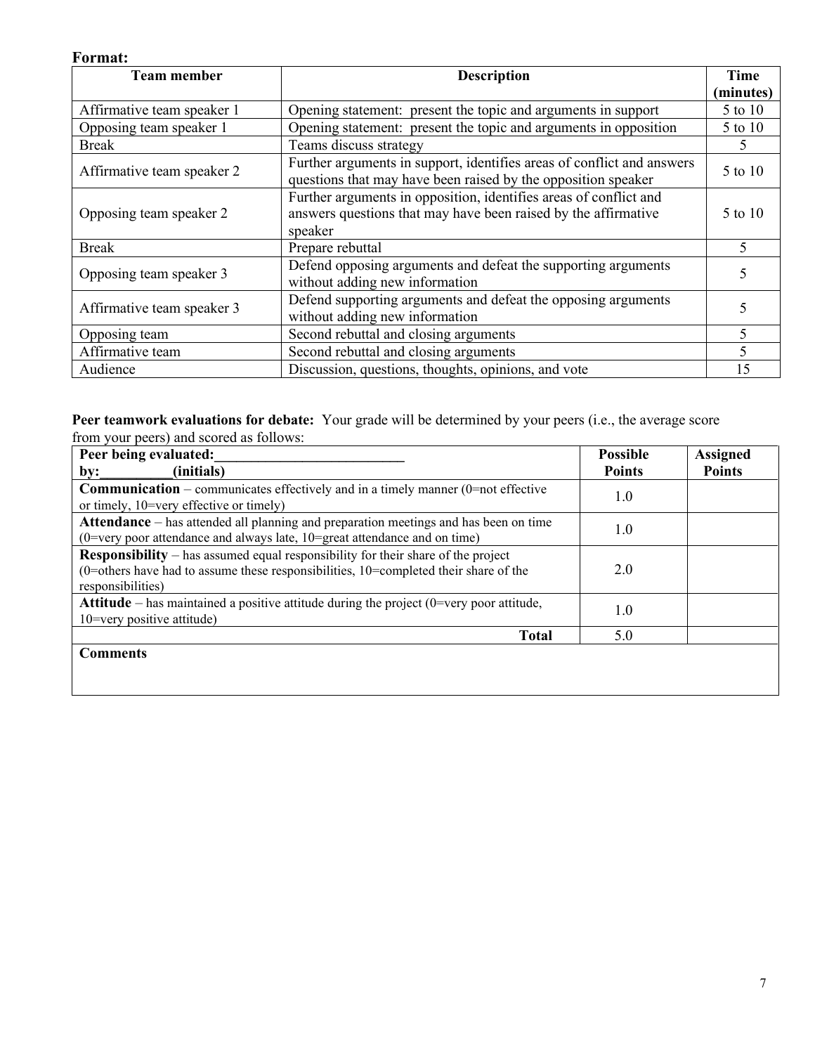**Format:**

| Team member | Description | Time (minutes) |
|---|---|---|
| Affirmative team speaker 1 | Opening statement: present the topic and arguments in support | 5 to 10 |
| Opposing team speaker 1 | Opening statement: present the topic and arguments in opposition | 5 to 10 |
| Break | Teams discuss strategy | 5 |
| Affirmative team speaker 2 | Further arguments in support, identifies areas of conflict and answers questions that may have been raised by the opposition speaker | 5 to 10 |
| Opposing team speaker 2 | Further arguments in opposition, identifies areas of conflict and answers questions that may have been raised by the affirmative speaker | 5 to 10 |
| Break | Prepare rebuttal | 5 |
| Opposing team speaker 3 | Defend opposing arguments and defeat the supporting arguments without adding new information | 5 |
| Affirmative team speaker 3 | Defend supporting arguments and defeat the opposing arguments without adding new information | 5 |
| Opposing team | Second rebuttal and closing arguments | 5 |
| Affirmative team | Second rebuttal and closing arguments | 5 |
| Audience | Discussion, questions, thoughts, opinions, and vote | 15 |

**Peer teamwork evaluations for debate:** Your grade will be determined by your peers (i.e., the average score from your peers) and scored as follows:

| **Peer being evaluated:___________________________ by:__________(initials)** | **Possible Points** | **Assigned Points** |
|---|---|---|
| **Communication** – communicates effectively and in a timely manner (0=not effective or timely, 10=very effective or timely) | 1.0 | |
| **Attendance** – has attended all planning and preparation meetings and has been on time (0=very poor attendance and always late, 10=great attendance and on time) | 1.0 | |
| **Responsibility** – has assumed equal responsibility for their share of the project (0=others have had to assume these responsibilities, 10=completed their share of the responsibilities) | 2.0 | |
| **Attitude** – has maintained a positive attitude during the project (0=very poor attitude, 10=very positive attitude) | 1.0 | |
| **Total** | 5.0 | |
| **Comments** | | |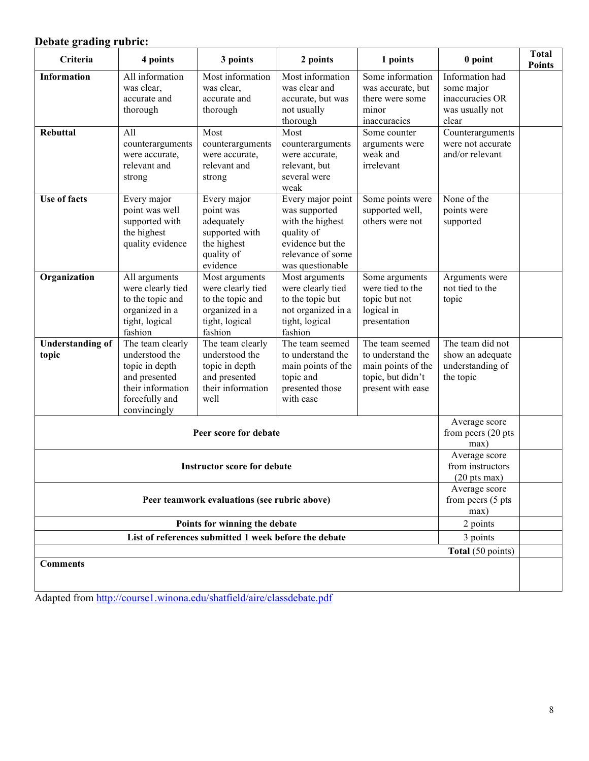**Debate grading rubric:**

| Criteria | 4 points | 3 points | 2 points | 1 points | 0 point | Total Points |
|---|---|---|---|---|---|---|
| **Information** | All information was clear, accurate and thorough | Most information was clear, accurate and thorough | Most information was clear and accurate, but was not usually thorough | Some information was accurate, but there were some minor inaccuracies | Information had some major inaccuracies OR was usually not clear | |
| **Rebuttal** | All counterarguments were accurate, relevant and strong | Most counterarguments were accurate, relevant and strong | Most counterarguments were accurate, relevant, but several were weak | Some counter arguments were weak and irrelevant | Counterarguments were not accurate and/or relevant | |
| **Use of facts** | Every major point was well supported with the highest quality evidence | Every major point was adequately supported with the highest quality of evidence | Every major point was supported with the highest quality of evidence but the relevance of some was questionable | Some points were supported well, others were not | None of the points were supported | |
| **Organization** | All arguments were clearly tied to the topic and organized in a tight, logical fashion | Most arguments were clearly tied to the topic and organized in a tight, logical fashion | Most arguments were clearly tied to the topic but not organized in a tight, logical fashion | Some arguments were tied to the topic but not logical in presentation | Arguments were not tied to the topic | |
| **Understanding of topic** | The team clearly understood the topic in depth and presented their information forcefully and convincingly | The team clearly understood the topic in depth and presented their information well | The team seemed to understand the main points of the topic and presented those with ease | The team seemed to understand the main points of the topic, but didn't present with ease | The team did not show an adequate understanding of the topic | |
| **Peer score for debate** | | | | | Average score from peers (20 pts max) | |
| **Instructor score for debate** | | | | | Average score from instructors (20 pts max) | |
| **Peer teamwork evaluations (see rubric above)** | | | | | Average score from peers (5 pts max) | |
| **Points for winning the debate** | | | | | 2 points | |
| **List of references submitted 1 week before the debate** | | | | | 3 points | |
| | | | | | **Total** (50 points) | |
| **Comments** | | | | | | |

Adapted from http://course1.winona.edu/shatfield/aire/classdebate.pdf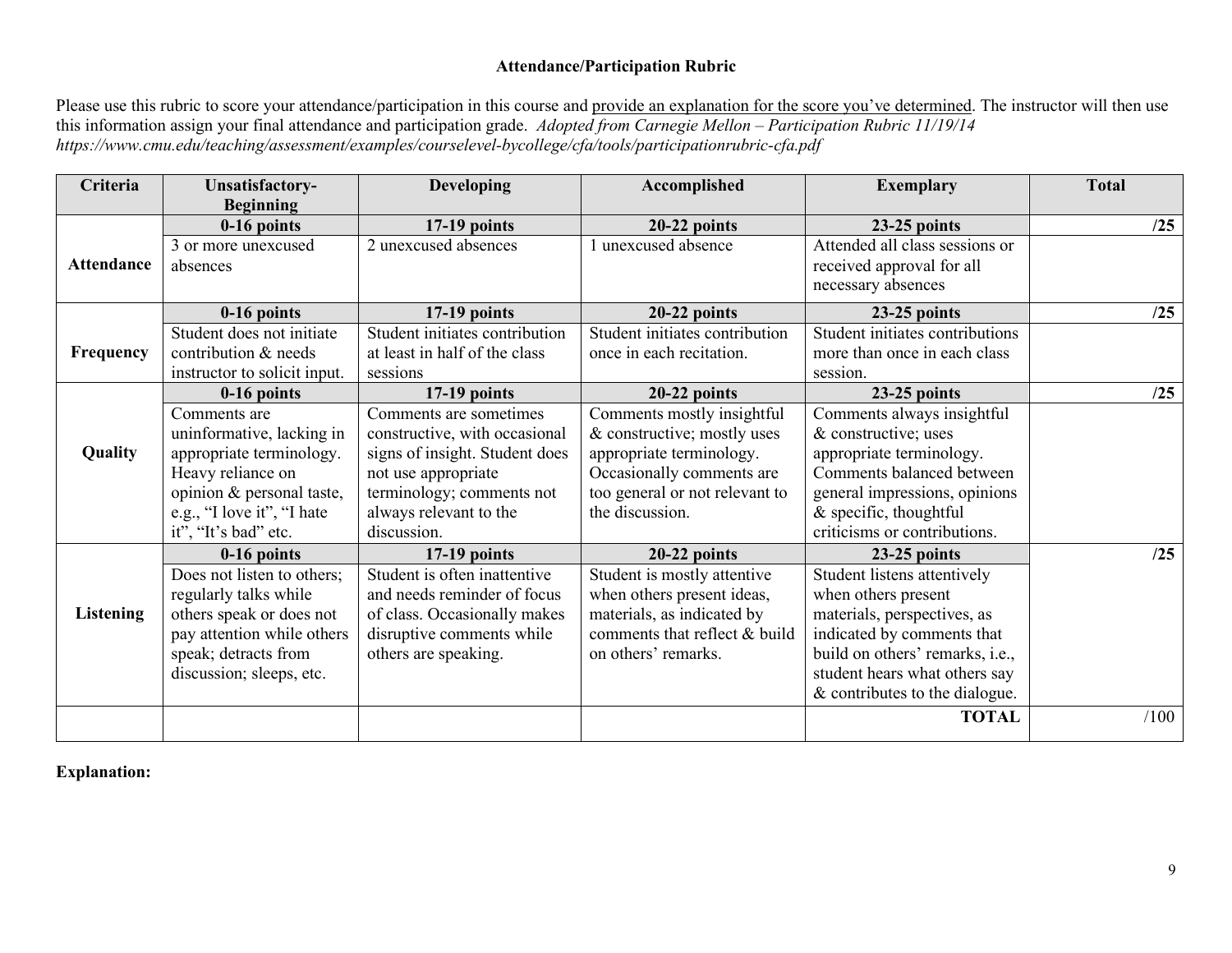**Attendance/Participation Rubric**

Please use this rubric to score your attendance/participation in this course and provide an explanation for the score you've determined. The instructor will then use this information assign your final attendance and participation grade. *Adopted from Carnegie Mellon – Participation Rubric 11/19/14 https://www.cmu.edu/teaching/assessment/examples/courselevel-bycollege/cfa/tools/participationrubric-cfa.pdf*

| Criteria | Unsatisfactory-Beginning | Developing | Accomplished | Exemplary | Total |
|---|---|---|---|---|---|
| | **0-16 points** | **17-19 points** | **20-22 points** | **23-25 points** | **/25** |
| **Attendance** | 3 or more unexcused absences | 2 unexcused absences | 1 unexcused absence | Attended all class sessions or received approval for all necessary absences | |
| | **0-16 points** | **17-19 points** | **20-22 points** | **23-25 points** | **/25** |
| **Frequency** | Student does not initiate contribution & needs instructor to solicit input. | Student initiates contribution at least in half of the class sessions | Student initiates contribution once in each recitation. | Student initiates contributions more than once in each class session. | |
| | **0-16 points** | **17-19 points** | **20-22 points** | **23-25 points** | **/25** |
| **Quality** | Comments are uninformative, lacking in appropriate terminology. Heavy reliance on opinion & personal taste, e.g., "I love it", "I hate it", "It's bad" etc. | Comments are sometimes constructive, with occasional signs of insight. Student does not use appropriate terminology; comments not always relevant to the discussion. | Comments mostly insightful & constructive; mostly uses appropriate terminology. Occasionally comments are too general or not relevant to the discussion. | Comments always insightful & constructive; uses appropriate terminology. Comments balanced between general impressions, opinions & specific, thoughtful criticisms or contributions. | |
| | **0-16 points** | **17-19 points** | **20-22 points** | **23-25 points** | **/25** |
| **Listening** | Does not listen to others; regularly talks while others speak or does not pay attention while others speak; detracts from discussion; sleeps, etc. | Student is often inattentive and needs reminder of focus of class. Occasionally makes disruptive comments while others are speaking. | Student is mostly attentive when others present ideas, materials, as indicated by comments that reflect & build on others' remarks. | Student listens attentively when others present materials, perspectives, as indicated by comments that build on others' remarks, i.e., student hears what others say & contributes to the dialogue. | |
| | | | | **TOTAL** | /100 |

**Explanation:**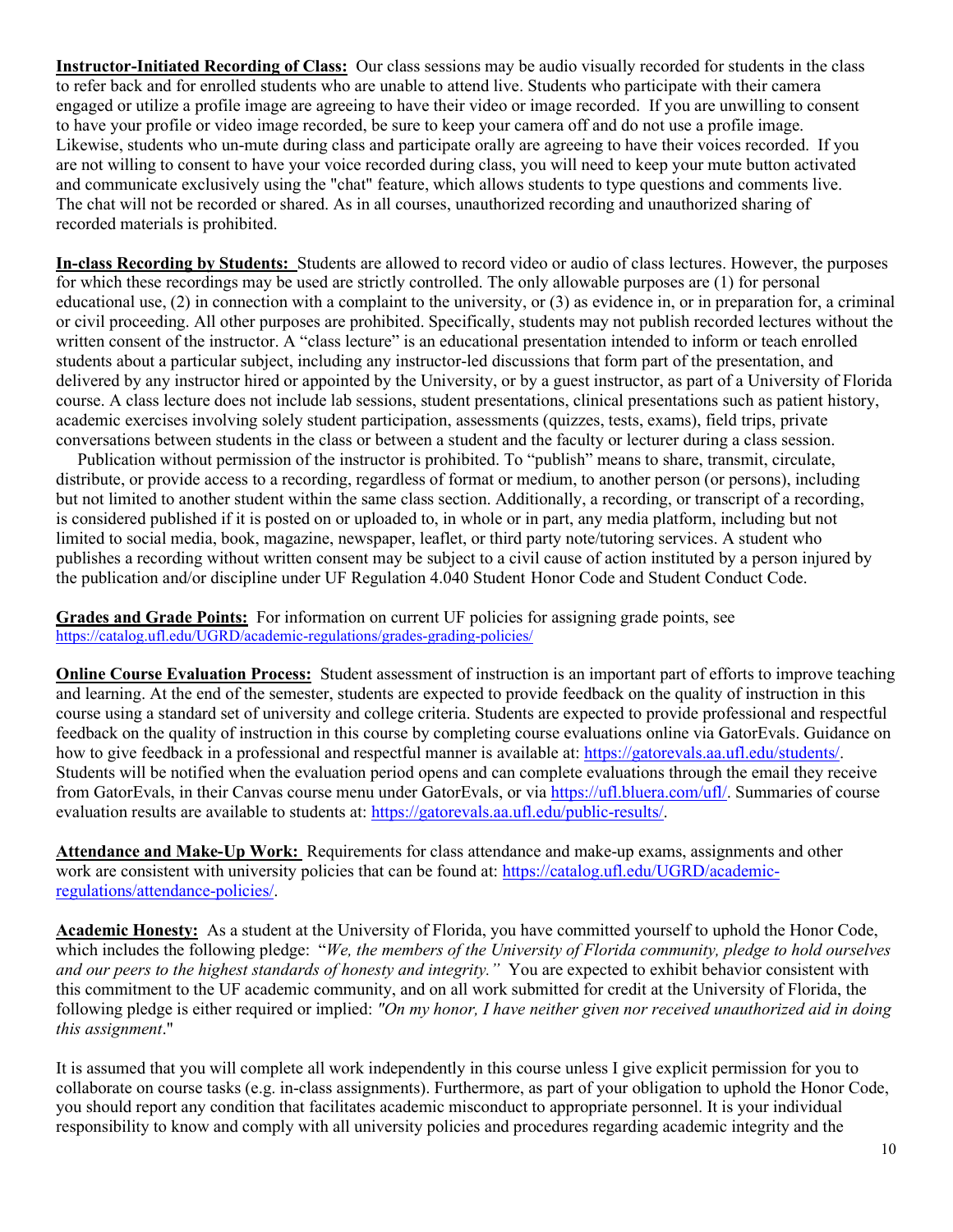**Instructor-Initiated Recording of Class:** Our class sessions may be audio visually recorded for students in the class to refer back and for enrolled students who are unable to attend live. Students who participate with their camera engaged or utilize a profile image are agreeing to have their video or image recorded. If you are unwilling to consent to have your profile or video image recorded, be sure to keep your camera off and do not use a profile image. Likewise, students who un-mute during class and participate orally are agreeing to have their voices recorded. If you are not willing to consent to have your voice recorded during class, you will need to keep your mute button activated and communicate exclusively using the "chat" feature, which allows students to type questions and comments live. The chat will not be recorded or shared. As in all courses, unauthorized recording and unauthorized sharing of recorded materials is prohibited.

**In-class Recording by Students:** Students are allowed to record video or audio of class lectures. However, the purposes for which these recordings may be used are strictly controlled. The only allowable purposes are (1) for personal educational use, (2) in connection with a complaint to the university, or (3) as evidence in, or in preparation for, a criminal or civil proceeding. All other purposes are prohibited. Specifically, students may not publish recorded lectures without the written consent of the instructor. A "class lecture" is an educational presentation intended to inform or teach enrolled students about a particular subject, including any instructor-led discussions that form part of the presentation, and delivered by any instructor hired or appointed by the University, or by a guest instructor, as part of a University of Florida course. A class lecture does not include lab sessions, student presentations, clinical presentations such as patient history, academic exercises involving solely student participation, assessments (quizzes, tests, exams), field trips, private conversations between students in the class or between a student and the faculty or lecturer during a class session.

Publication without permission of the instructor is prohibited. To "publish" means to share, transmit, circulate, distribute, or provide access to a recording, regardless of format or medium, to another person (or persons), including but not limited to another student within the same class section. Additionally, a recording, or transcript of a recording, is considered published if it is posted on or uploaded to, in whole or in part, any media platform, including but not limited to social media, book, magazine, newspaper, leaflet, or third party note/tutoring services. A student who publishes a recording without written consent may be subject to a civil cause of action instituted by a person injured by the publication and/or discipline under UF Regulation 4.040 Student Honor Code and Student Conduct Code.

**Grades and Grade Points:** For information on current UF policies for assigning grade points, see https://catalog.ufl.edu/UGRD/academic-regulations/grades-grading-policies/

**Online Course Evaluation Process:** Student assessment of instruction is an important part of efforts to improve teaching and learning. At the end of the semester, students are expected to provide feedback on the quality of instruction in this course using a standard set of university and college criteria. Students are expected to provide professional and respectful feedback on the quality of instruction in this course by completing course evaluations online via GatorEvals. Guidance on how to give feedback in a professional and respectful manner is available at: https://gatorevals.aa.ufl.edu/students/. Students will be notified when the evaluation period opens and can complete evaluations through the email they receive from GatorEvals, in their Canvas course menu under GatorEvals, or via https://ufl.bluera.com/ufl/. Summaries of course evaluation results are available to students at: https://gatorevals.aa.ufl.edu/public-results/.

**Attendance and Make-Up Work:** Requirements for class attendance and make-up exams, assignments and other work are consistent with university policies that can be found at: https://catalog.ufl.edu/UGRD/academic-regulations/attendance-policies/.

**Academic Honesty:** As a student at the University of Florida, you have committed yourself to uphold the Honor Code, which includes the following pledge: "*We, the members of the University of Florida community, pledge to hold ourselves and our peers to the highest standards of honesty and integrity."* You are expected to exhibit behavior consistent with this commitment to the UF academic community, and on all work submitted for credit at the University of Florida, the following pledge is either required or implied: *"On my honor, I have neither given nor received unauthorized aid in doing this assignment*."

It is assumed that you will complete all work independently in this course unless I give explicit permission for you to collaborate on course tasks (e.g. in-class assignments). Furthermore, as part of your obligation to uphold the Honor Code, you should report any condition that facilitates academic misconduct to appropriate personnel. It is your individual responsibility to know and comply with all university policies and procedures regarding academic integrity and the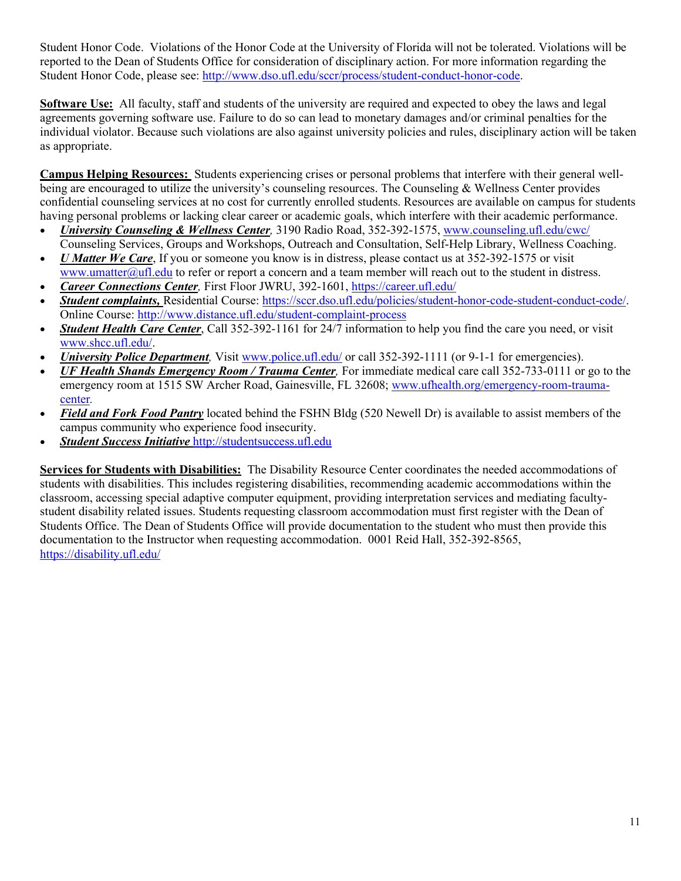Student Honor Code. Violations of the Honor Code at the University of Florida will not be tolerated. Violations will be reported to the Dean of Students Office for consideration of disciplinary action. For more information regarding the Student Honor Code, please see: http://www.dso.ufl.edu/sccr/process/student-conduct-honor-code.

**Software Use:** All faculty, staff and students of the university are required and expected to obey the laws and legal agreements governing software use. Failure to do so can lead to monetary damages and/or criminal penalties for the individual violator. Because such violations are also against university policies and rules, disciplinary action will be taken as appropriate.

**Campus Helping Resources:** Students experiencing crises or personal problems that interfere with their general well-being are encouraged to utilize the university's counseling resources. The Counseling & Wellness Center provides confidential counseling services at no cost for currently enrolled students. Resources are available on campus for students having personal problems or lacking clear career or academic goals, which interfere with their academic performance.

- ***University Counseling & Wellness Center****,* 3190 Radio Road, 352-392-1575, www.counseling.ufl.edu/cwc/ Counseling Services, Groups and Workshops, Outreach and Consultation, Self-Help Library, Wellness Coaching.
- ***U Matter We Care***, If you or someone you know is in distress, please contact us at 352-392-1575 or visit www.umatter@ufl.edu to refer or report a concern and a team member will reach out to the student in distress.
- ***Career Connections Center****,* First Floor JWRU, 392-1601, https://career.ufl.edu/
- ***Student complaints,*** Residential Course: https://sccr.dso.ufl.edu/policies/student-honor-code-student-conduct-code/. Online Course: http://www.distance.ufl.edu/student-complaint-process
- ***Student Health Care Center***, Call 352-392-1161 for 24/7 information to help you find the care you need, or visit www.shcc.ufl.edu/.
- ***University Police Department****,* Visit www.police.ufl.edu/ or call 352-392-1111 (or 9-1-1 for emergencies).
- ***UF Health Shands Emergency Room / Trauma Center****,* For immediate medical care call 352-733-0111 or go to the emergency room at 1515 SW Archer Road, Gainesville, FL 32608; www.ufhealth.org/emergency-room-trauma-center*.*
- ***Field and Fork Food Pantry*** located behind the FSHN Bldg (520 Newell Dr) is available to assist members of the campus community who experience food insecurity.
- ***Student Success Initiative*** http://studentsuccess.ufl.edu

**Services for Students with Disabilities:** The Disability Resource Center coordinates the needed accommodations of students with disabilities. This includes registering disabilities, recommending academic accommodations within the classroom, accessing special adaptive computer equipment, providing interpretation services and mediating faculty-student disability related issues. Students requesting classroom accommodation must first register with the Dean of Students Office. The Dean of Students Office will provide documentation to the student who must then provide this documentation to the Instructor when requesting accommodation. 0001 Reid Hall, 352-392-8565, https://disability.ufl.edu/